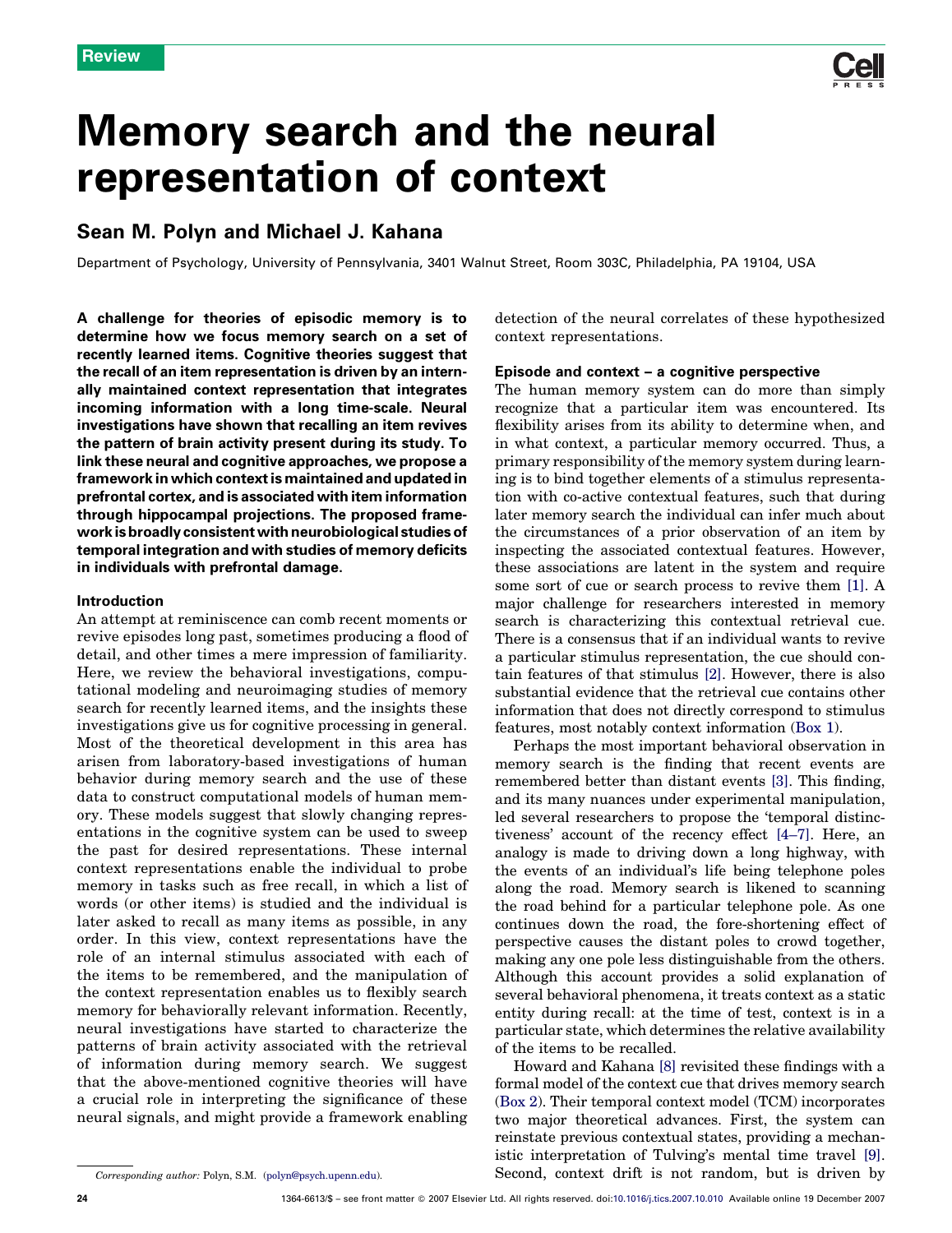# Memory search and the neural representation of context

## Sean M. Polyn and Michael J. Kahana

Department of Psychology, University of Pennsylvania, 3401 Walnut Street, Room 303C, Philadelphia, PA 19104, USA

**A challenge for theories of episodic memory is to determine how we focus memory search on a set of recently learned items. Cognitive theories suggest that the recall of an item representation is driven by an internally maintained context representation that integrates incoming information with a long time-scale. Neural investigations have shown that recalling an item revives the pattern of brain activity present during its study. To link these neural and cognitive approaches, we propose a framework in which context is maintained and updated in prefrontal cortex, and is associated with item information through hippocampal projections. The proposed framework is broadly consistent with neurobiological studies of temporal integration and with studies of memory deficits in individuals with prefrontal damage.**

### Introduction

An attempt at reminiscence can comb recent moments or revive episodes long past, sometimes producing a flood of detail, and other times a mere impression of familiarity. Here, we review the behavioral investigations, computational modeling and neuroimaging studies of memory search for recently learned items, and the insights these investigations give us for cognitive processing in general. Most of the theoretical development in this area has arisen from laboratory-based investigations of human behavior during memory search and the use of these data to construct computational models of human memory. These models suggest that slowly changing representations in the cognitive system can be used to sweep the past for desired representations. These internal context representations enable the individual to probe memory in tasks such as free recall, in which a list of words (or other items) is studied and the individual is later asked to recall as many items as possible, in any order. In this view, context representations have the role of an internal stimulus associated with each of the items to be remembered, and the manipulation of the context representation enables us to flexibly search memory for behaviorally relevant information. Recently, neural investigations have started to characterize the patterns of brain activity associated with the retrieval of information during memory search. We suggest that the above-mentioned cognitive theories will have a crucial role in interpreting the significance of these neural signals, and might provide a framework enabling detection of the neural correlates of these hypothesized context representations.

### Episode and context – a cognitive perspective

The human memory system can do more than simply recognize that a particular item was encountered. Its flexibility arises from its ability to determine when, and in what context, a particular memory occurred. Thus, a primary responsibility of the memory system during learning is to bind together elements of a stimulus representation with co-active contextual features, such that during later memory search the individual can infer much about the circumstances of a prior observation of an item by inspecting the associated contextual features. However, these associations are latent in the system and require some sort of cue or search process to revive them [1]. A major challenge for researchers interested in memory search is characterizing this contextual retrieval cue. There is a consensus that if an individual wants to revive a particular stimulus representation, the cue should contain features of that stimulus [2]. However, there is also substantial evidence that the retrieval cue contains other information that does not directly correspond to stimulus features, most notably context information (Box 1).

Perhaps the most important behavioral observation in memory search is the finding that recent events are remembered better than distant events [3]. This finding, and its many nuances under experimental manipulation, led several researchers to propose the 'temporal distinctiveness' account of the recency effect [4–7]. Here, an analogy is made to driving down a long highway, with the events of an individual's life being telephone poles along the road. Memory search is likened to scanning the road behind for a particular telephone pole. As one continues down the road, the fore-shortening effect of perspective causes the distant poles to crowd together, making any one pole less distinguishable from the others. Although this account provides a solid explanation of several behavioral phenomena, it treats context as a static entity during recall: at the time of test, context is in a particular state, which determines the relative availability of the items to be recalled.

Howard and Kahana [8] revisited these findings with a formal model of the context cue that drives memory search (Box 2). Their temporal context model (TCM) incorporates two major theoretical advances. First, the system can reinstate previous contextual states, providing a mechanistic interpretation of Tulving's mental time travel [9]. Second, context drift is not random, but is driven by

*Corresponding author:* Polyn, S.M. (polyn@psych.upenn.edu).

1364-6613/$ – see front matter © 2007 Elsevier Ltd. All rights reserved. doi:10.1016/j.tics.2007.10.010 Available online 19 December 2007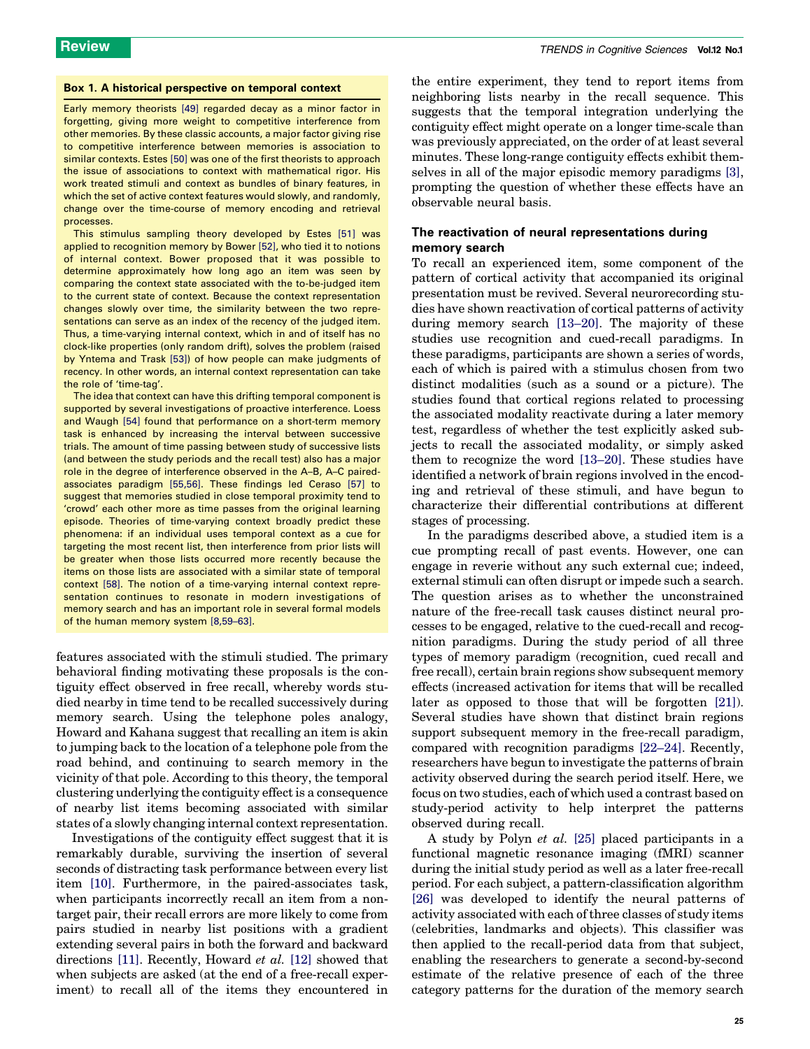### Box 1. A historical perspective on temporal context

Early memory theorists [49] regarded decay as a minor factor in forgetting, giving more weight to competitive interference from other memories. By these classic accounts, a major factor giving rise to competitive interference between memories is association to similar contexts. Estes [50] was one of the first theorists to approach the issue of associations to context with mathematical rigor. His work treated stimuli and context as bundles of binary features, in which the set of active context features would slowly, and randomly, change over the time-course of memory encoding and retrieval processes.

This stimulus sampling theory developed by Estes [51] was applied to recognition memory by Bower [52], who tied it to notions of internal context. Bower proposed that it was possible to determine approximately how long ago an item was seen by comparing the context state associated with the to-be-judged item to the current state of context. Because the context representation changes slowly over time, the similarity between the two representations can serve as an index of the recency of the judged item. Thus, a time-varying internal context, which in and of itself has no clock-like properties (only random drift), solves the problem (raised by Yntema and Trask [53]) of how people can make judgments of recency. In other words, an internal context representation can take the role of 'time-tag'.

The idea that context can have this drifting temporal component is supported by several investigations of proactive interference. Loess and Waugh [54] found that performance on a short-term memory task is enhanced by increasing the interval between successive trials. The amount of time passing between study of successive lists (and between the study periods and the recall test) also has a major role in the degree of interference observed in the A–B, A–C paired-associates paradigm [55,56]. These findings led Ceraso [57] to suggest that memories studied in close temporal proximity tend to 'crowd' each other more as time passes from the original learning episode. Theories of time-varying context broadly predict these phenomena: if an individual uses temporal context as a cue for targeting the most recent list, then interference from prior lists will be greater when those lists occurred more recently because the items on those lists are associated with a similar state of temporal context [58]. The notion of a time-varying internal context representation continues to resonate in modern investigations of memory search and has an important role in several formal models of the human memory system [8,59–63].

features associated with the stimuli studied. The primary behavioral finding motivating these proposals is the contiguity effect observed in free recall, whereby words studied nearby in time tend to be recalled successively during memory search. Using the telephone poles analogy, Howard and Kahana suggest that recalling an item is akin to jumping back to the location of a telephone pole from the road behind, and continuing to search memory in the vicinity of that pole. According to this theory, the temporal clustering underlying the contiguity effect is a consequence of nearby list items becoming associated with similar states of a slowly changing internal context representation.

Investigations of the contiguity effect suggest that it is remarkably durable, surviving the insertion of several seconds of distracting task performance between every list item [10]. Furthermore, in the paired-associates task, when participants incorrectly recall an item from a non-target pair, their recall errors are more likely to come from pairs studied in nearby list positions with a gradient extending several pairs in both the forward and backward directions [11]. Recently, Howard *et al.* [12] showed that when subjects are asked (at the end of a free-recall experiment) to recall all of the items they encountered in the entire experiment, they tend to report items from neighboring lists nearby in the recall sequence. This suggests that the temporal integration underlying the contiguity effect might operate on a longer time-scale than was previously appreciated, on the order of at least several minutes. These long-range contiguity effects exhibit themselves in all of the major episodic memory paradigms [3], prompting the question of whether these effects have an observable neural basis.

## The reactivation of neural representations during memory search

To recall an experienced item, some component of the pattern of cortical activity that accompanied its original presentation must be revived. Several neurorecording studies have shown reactivation of cortical patterns of activity during memory search [13–20]. The majority of these studies use recognition and cued-recall paradigms. In these paradigms, participants are shown a series of words, each of which is paired with a stimulus chosen from two distinct modalities (such as a sound or a picture). The studies found that cortical regions related to processing the associated modality reactivate during a later memory test, regardless of whether the test explicitly asked subjects to recall the associated modality, or simply asked them to recognize the word [13–20]. These studies have identified a network of brain regions involved in the encoding and retrieval of these stimuli, and have begun to characterize their differential contributions at different stages of processing.

In the paradigms described above, a studied item is a cue prompting recall of past events. However, one can engage in reverie without any such external cue; indeed, external stimuli can often disrupt or impede such a search. The question arises as to whether the unconstrained nature of the free-recall task causes distinct neural processes to be engaged, relative to the cued-recall and recognition paradigms. During the study period of all three types of memory paradigm (recognition, cued recall and free recall), certain brain regions show subsequent memory effects (increased activation for items that will be recalled later as opposed to those that will be forgotten [21]). Several studies have shown that distinct brain regions support subsequent memory in the free-recall paradigm, compared with recognition paradigms [22–24]. Recently, researchers have begun to investigate the patterns of brain activity observed during the search period itself. Here, we focus on two studies, each of which used a contrast based on study-period activity to help interpret the patterns observed during recall.

A study by Polyn *et al.* [25] placed participants in a functional magnetic resonance imaging (fMRI) scanner during the initial study period as well as a later free-recall period. For each subject, a pattern-classification algorithm [26] was developed to identify the neural patterns of activity associated with each of three classes of study items (celebrities, landmarks and objects). This classifier was then applied to the recall-period data from that subject, enabling the researchers to generate a second-by-second estimate of the relative presence of each of the three category patterns for the duration of the memory search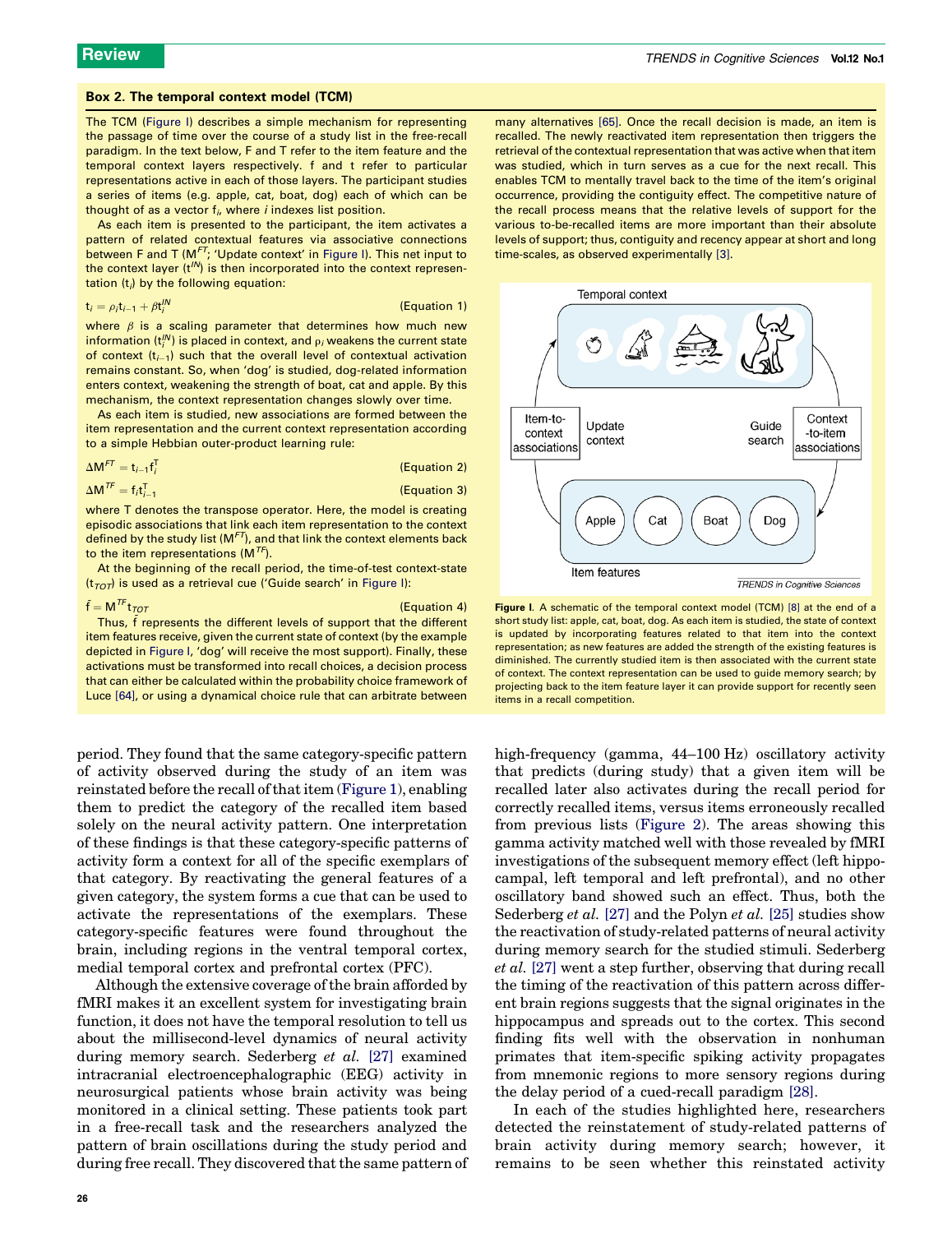### Box 2. The temporal context model (TCM)

The TCM (Figure I) describes a simple mechanism for representing the passage of time over the course of a study list in the free-recall paradigm. In the text below, F and T refer to the item feature and the temporal context layers respectively. f and t refer to particular representations active in each of those layers. The participant studies a series of items (e.g. apple, cat, boat, dog) each of which can be thought of as a vector $f_i$, where $i$ indexes list position.

As each item is presented to the participant, the item activates a pattern of related contextual features via associative connections between F and T ($M^{FT}$; 'Update context' in Figure I). This net input to the context layer ($t_i^{IN}$) is then incorporated into the context representation ($t_i$) by the following equation:

$$t_i = \rho_i t_{i-1} + \beta t_i^{IN} \quad \text{(Equation 1)}$$

where $\beta$ is a scaling parameter that determines how much new information ($t_i^{IN}$) is placed in context, and $\rho_i$ weakens the current state of context ($t_{i-1}$) such that the overall level of contextual activation remains constant. So, when 'dog' is studied, dog-related information enters context, weakening the strength of boat, cat and apple. By this mechanism, the context representation changes slowly over time.

As each item is studied, new associations are formed between the item representation and the current context representation according to a simple Hebbian outer-product learning rule:

$$\Delta M^{FT} = t_{i-1} f_i^T \quad \text{(Equation 2)}$$

$$\Delta M^{TF} = f_i t_{i-1}^T \quad \text{(Equation 3)}$$

where T denotes the transpose operator. Here, the model is creating episodic associations that link each item representation to the context defined by the study list ($M^{FT}$), and that link the context elements back to the item representations ($M^{TF}$).

At the beginning of the recall period, the time-of-test context-state ($t_{TOT}$) is used as a retrieval cue ('Guide search' in Figure I):

$$\tilde{f} = M^{TF} t_{TOT} \quad \text{(Equation 4)}$$

Thus, $\tilde{f}$ represents the different levels of support that the different item features receive, given the current state of context (by the example depicted in Figure I, 'dog' will receive the most support). Finally, these activations must be transformed into recall choices, a decision process that can either be calculated within the probability choice framework of Luce [64], or using a dynamical choice rule that can arbitrate between many alternatives [65]. Once the recall decision is made, an item is recalled. The newly reactivated item representation then triggers the retrieval of the contextual representation that was active when that item was studied, which in turn serves as a cue for the next recall. This enables TCM to mentally travel back to the time of the item's original occurrence, providing the contiguity effect. The competitive nature of the recall process means that the relative levels of support for the various to-be-recalled items are more important than their absolute levels of support; thus, contiguity and recency appear at short and long time-scales, as observed experimentally [3].

**Figure I.** A schematic of the temporal context model (TCM) [8] at the end of a short study list: apple, cat, boat, dog. As each item is studied, the state of context is updated by incorporating features related to that item into the context representation; as new features are added the strength of the existing features is diminished. The currently studied item is then associated with the current state of context. The context representation can be used to guide memory search; by projecting back to the item feature layer it can provide support for recently seen items in a recall competition.

period. They found that the same category-specific pattern of activity observed during the study of an item was reinstated before the recall of that item (Figure 1), enabling them to predict the category of the recalled item based solely on the neural activity pattern. One interpretation of these findings is that these category-specific patterns of activity form a context for all of the specific exemplars of that category. By reactivating the general features of a given category, the system forms a cue that can be used to activate the representations of the exemplars. These category-specific features were found throughout the brain, including regions in the ventral temporal cortex, medial temporal cortex and prefrontal cortex (PFC).

Although the extensive coverage of the brain afforded by fMRI makes it an excellent system for investigating brain function, it does not have the temporal resolution to tell us about the millisecond-level dynamics of neural activity during memory search. Sederberg *et al.* [27] examined intracranial electroencephalographic (EEG) activity in neurosurgical patients whose brain activity was being monitored in a clinical setting. These patients took part in a free-recall task and the researchers analyzed the pattern of brain oscillations during the study period and during free recall. They discovered that the same pattern of high-frequency (gamma, 44–100 Hz) oscillatory activity that predicts (during study) that a given item will be recalled later also activates during the recall period for correctly recalled items, versus items erroneously recalled from previous lists (Figure 2). The areas showing this gamma activity matched well with those revealed by fMRI investigations of the subsequent memory effect (left hippocampal, left temporal and left prefrontal), and no other oscillatory band showed such an effect. Thus, both the Sederberg *et al.* [27] and the Polyn *et al.* [25] studies show the reactivation of study-related patterns of neural activity during memory search for the studied stimuli. Sederberg *et al.* [27] went a step further, observing that during recall the timing of the reactivation of this pattern across different brain regions suggests that the signal originates in the hippocampus and spreads out to the cortex. This second finding fits well with the observation in nonhuman primates that item-specific spiking activity propagates from mnemonic regions to more sensory regions during the delay period of a cued-recall paradigm [28].

In each of the studies highlighted here, researchers detected the reinstatement of study-related patterns of brain activity during memory search; however, it remains to be seen whether this reinstated activity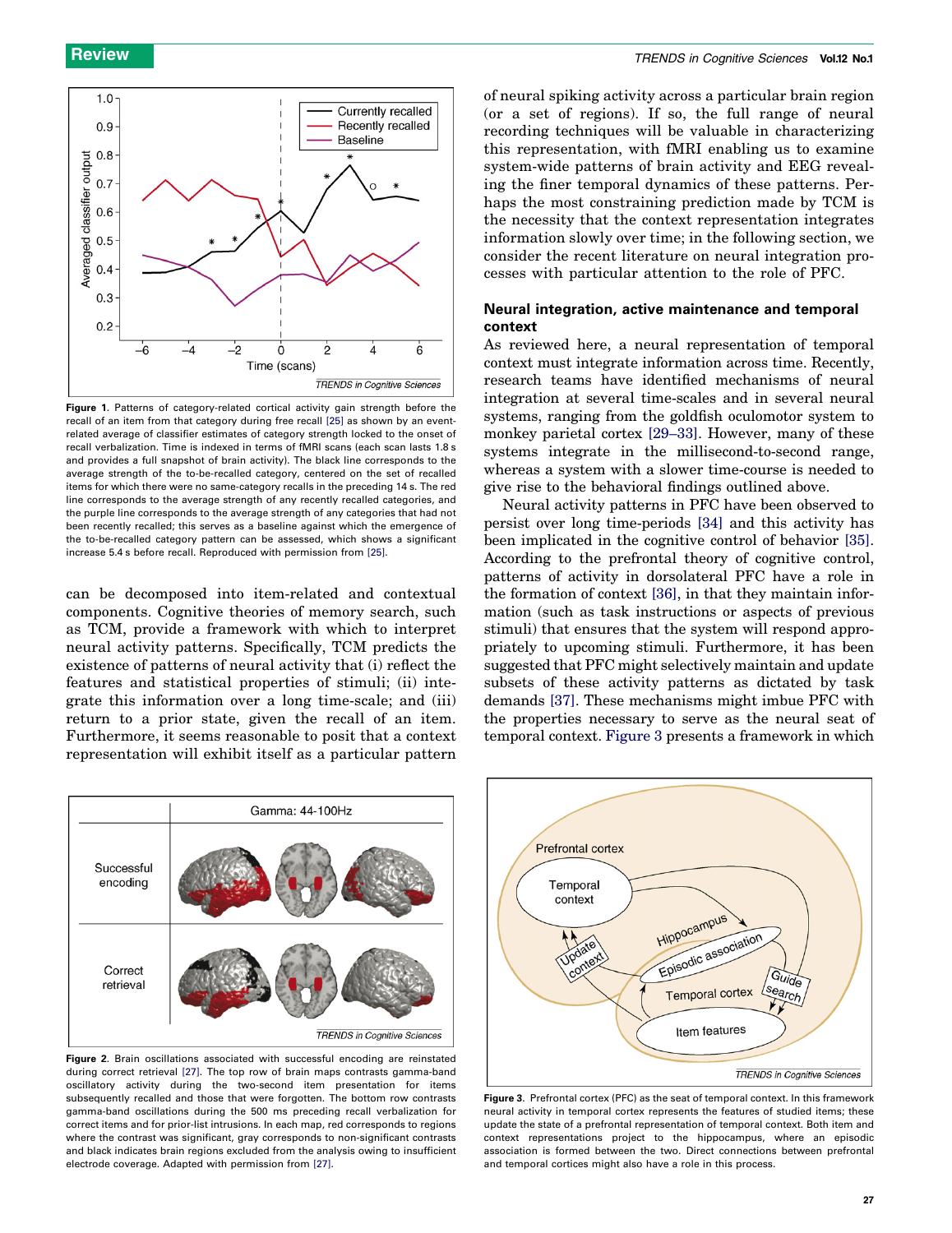Figure 1. Patterns of category-related cortical activity gain strength before the recall of an item from that category during free recall [25] as shown by an event-related average of classifier estimates of category strength locked to the onset of recall verbalization. Time is indexed in terms of fMRI scans (each scan lasts 1.8 s and provides a full snapshot of brain activity). The black line corresponds to the average strength of the to-be-recalled category, centered on the set of recalled items for which there were no same-category recalls in the preceding 14 s. The red line corresponds to the average strength of any recently recalled categories, and the purple line corresponds to the average strength of any categories that had not been recently recalled; this serves as a baseline against which the emergence of the to-be-recalled category pattern can be assessed, which shows a significant increase 5.4 s before recall. Reproduced with permission from [25].

can be decomposed into item-related and contextual components. Cognitive theories of memory search, such as TCM, provide a framework with which to interpret neural activity patterns. Specifically, TCM predicts the existence of patterns of neural activity that (i) reflect the features and statistical properties of stimuli; (ii) integrate this information over a long time-scale; and (iii) return to a prior state, given the recall of an item. Furthermore, it seems reasonable to posit that a context representation will exhibit itself as a particular pattern of neural spiking activity across a particular brain region (or a set of regions). If so, the full range of neural recording techniques will be valuable in characterizing this representation, with fMRI enabling us to examine system-wide patterns of brain activity and EEG revealing the finer temporal dynamics of these patterns. Perhaps the most constraining prediction made by TCM is the necessity that the context representation integrates information slowly over time; in the following section, we consider the recent literature on neural integration processes with particular attention to the role of PFC.

### Neural integration, active maintenance and temporal context

As reviewed here, a neural representation of temporal context must integrate information across time. Recently, research teams have identified mechanisms of neural integration at several time-scales and in several neural systems, ranging from the goldfish oculomotor system to monkey parietal cortex [29–33]. However, many of these systems integrate in the millisecond-to-second range, whereas a system with a slower time-course is needed to give rise to the behavioral findings outlined above.

Neural activity patterns in PFC have been observed to persist over long time-periods [34] and this activity has been implicated in the cognitive control of behavior [35]. According to the prefrontal theory of cognitive control, patterns of activity in dorsolateral PFC have a role in the formation of context [36], in that they maintain information (such as task instructions or aspects of previous stimuli) that ensures that the system will respond appropriately to upcoming stimuli. Furthermore, it has been suggested that PFC might selectively maintain and update subsets of these activity patterns as dictated by task demands [37]. These mechanisms might imbue PFC with the properties necessary to serve as the neural seat of temporal context. Figure 3 presents a framework in which

Figure 2. Brain oscillations associated with successful encoding are reinstated during correct retrieval [27]. The top row of brain maps contrasts gamma-band oscillatory activity during the two-second item presentation for items subsequently recalled and those that were forgotten. The bottom row contrasts gamma-band oscillations during the 500 ms preceding recall verbalization for correct items and for prior-list intrusions. In each map, red corresponds to regions where the contrast was significant, gray corresponds to non-significant contrasts and black indicates brain regions excluded from the analysis owing to insufficient electrode coverage. Adapted with permission from [27].

Figure 3. Prefrontal cortex (PFC) as the seat of temporal context. In this framework neural activity in temporal cortex represents the features of studied items; these update the state of a prefrontal representation of temporal context. Both item and context representations project to the hippocampus, where an episodic association is formed between the two. Direct connections between prefrontal and temporal cortices might also have a role in this process.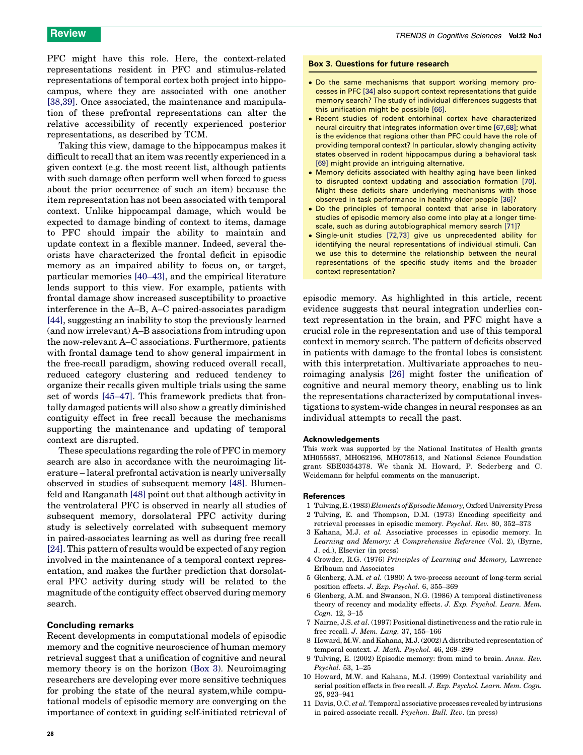PFC might have this role. Here, the context-related representations resident in PFC and stimulus-related representations of temporal cortex both project into hippocampus, where they are associated with one another [38,39]. Once associated, the maintenance and manipulation of these prefrontal representations can alter the relative accessibility of recently experienced posterior representations, as described by TCM.

Taking this view, damage to the hippocampus makes it difficult to recall that an item was recently experienced in a given context (e.g. the most recent list, although patients with such damage often perform well when forced to guess about the prior occurrence of such an item) because the item representation has not been associated with temporal context. Unlike hippocampal damage, which would be expected to damage binding of context to items, damage to PFC should impair the ability to maintain and update context in a flexible manner. Indeed, several theorists have characterized the frontal deficit in episodic memory as an impaired ability to focus on, or target, particular memories [40–43], and the empirical literature lends support to this view. For example, patients with frontal damage show increased susceptibility to proactive interference in the A–B, A–C paired-associates paradigm [44], suggesting an inability to stop the previously learned (and now irrelevant) A–B associations from intruding upon the now-relevant A–C associations. Furthermore, patients with frontal damage tend to show general impairment in the free-recall paradigm, showing reduced overall recall, reduced category clustering and reduced tendency to organize their recalls given multiple trials using the same set of words [45–47]. This framework predicts that frontally damaged patients will also show a greatly diminished contiguity effect in free recall because the mechanisms supporting the maintenance and updating of temporal context are disrupted.

These speculations regarding the role of PFC in memory search are also in accordance with the neuroimaging literature – lateral prefrontal activation is nearly universally observed in studies of subsequent memory [48]. Blumenfeld and Ranganath [48] point out that although activity in the ventrolateral PFC is observed in nearly all studies of subsequent memory, dorsolateral PFC activity during study is selectively correlated with subsequent memory in paired-associates learning as well as during free recall [24]. This pattern of results would be expected of any region involved in the maintenance of a temporal context representation, and makes the further prediction that dorsolateral PFC activity during study will be related to the magnitude of the contiguity effect observed during memory search.

## Concluding remarks

Recent developments in computational models of episodic memory and the cognitive neuroscience of human memory retrieval suggest that a unification of cognitive and neural memory theory is on the horizon (Box 3). Neuroimaging researchers are developing ever more sensitive techniques for probing the state of the neural system, while computational models of episodic memory are converging on the importance of context in guiding self-initiated retrieval of episodic memory. As highlighted in this article, recent evidence suggests that neural integration underlies context representation in the brain, and PFC might have a crucial role in the representation and use of this temporal context in memory search. The pattern of deficits observed in patients with damage to the frontal lobes is consistent with this interpretation. Multivariate approaches to neuroimaging analysis [26] might foster the unification of cognitive and neural memory theory, enabling us to link the representations characterized by computational investigations to system-wide changes in neural responses as an individual attempts to recall the past.

### Box 3. Questions for future research

- Do the same mechanisms that support working memory processes in PFC [34] also support context representations that guide memory search? The study of individual differences suggests that this unification might be possible [66].
- Recent studies of rodent entorhinal cortex have characterized neural circuitry that integrates information over time [67,68]; what is the evidence that regions other than PFC could have the role of providing temporal context? In particular, slowly changing activity states observed in rodent hippocampus during a behavioral task [69] might provide an intriguing alternative.
- Memory deficits associated with healthy aging have been linked to disrupted context updating and association formation [70]. Might these deficits share underlying mechanisms with those observed in task performance in healthy older people [36]?
- Do the principles of temporal context that arise in laboratory studies of episodic memory also come into play at a longer timescale, such as during autobiographical memory search [71]?
- Single-unit studies [72,73] give us unprecedented ability for identifying the neural representations of individual stimuli. Can we use this to determine the relationship between the neural representations of the specific study items and the broader context representation?

## Acknowledgements

This work was supported by the National Institutes of Health grants MH055687, MH062196, MH078513, and National Science Foundation grant SBE0354378. We thank M. Howard, P. Sederberg and C. Weidemann for helpful comments on the manuscript.

## References

1 Tulving, E. (1983) *Elements of Episodic Memory*, Oxford University Press
2 Tulving, E. and Thompson, D.M. (1973) Encoding specificity and retrieval processes in episodic memory. *Psychol. Rev.* 80, 352–373
3 Kahana, M.J. *et al.* Associative processes in episodic memory. In *Learning and Memory: A Comprehensive Reference* (Vol. 2), (Byrne, J. ed.), Elsevier (in press)
4 Crowder, R.G. (1976) *Principles of Learning and Memory*, Lawrence Erlbaum and Associates
5 Glenberg, A.M. *et al.* (1980) A two-process account of long-term serial position effects. *J. Exp. Psychol.* 6, 355–369
6 Glenberg, A.M. and Swanson, N.G. (1986) A temporal distinctiveness theory of recency and modality effects. *J. Exp. Psychol. Learn. Mem. Cogn.* 12, 3–15
7 Nairne, J.S. *et al.* (1997) Positional distinctiveness and the ratio rule in free recall. *J. Mem. Lang.* 37, 155–166
8 Howard, M.W. and Kahana, M.J. (2002) A distributed representation of temporal context. *J. Math. Psychol.* 46, 269–299
9 Tulving, E. (2002) Episodic memory: from mind to brain. *Annu. Rev. Psychol.* 53, 1–25
10 Howard, M.W. and Kahana, M.J. (1999) Contextual variability and serial position effects in free recall. *J. Exp. Psychol. Learn. Mem. Cogn.* 25, 923–941
11 Davis, O.C. *et al.* Temporal associative processes revealed by intrusions in paired-associate recall. *Psychon. Bull. Rev.* (in press)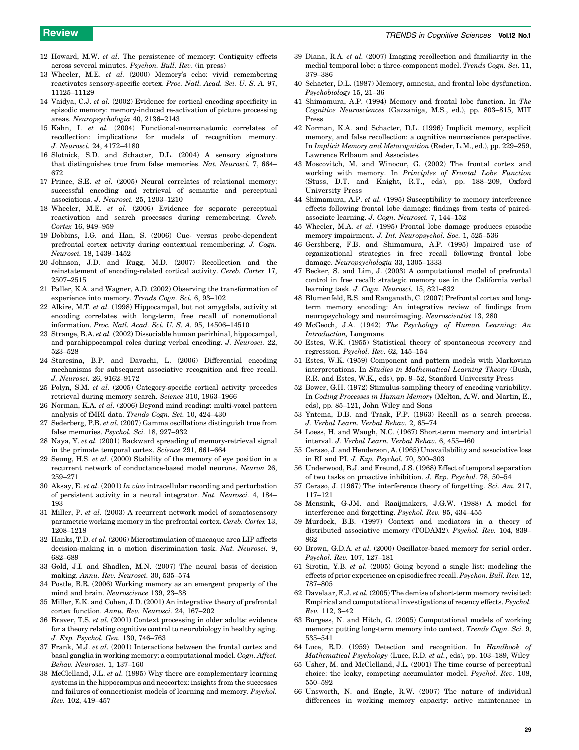12 Howard, M.W. *et al.* The persistence of memory: Contiguity effects across several minutes. *Psychon. Bull. Rev.* (in press)

13 Wheeler, M.E. *et al.* (2000) Memory's echo: vivid remembering reactivates sensory-specific cortex. *Proc. Natl. Acad. Sci. U. S. A.* 97, 11125–11129

14 Vaidya, C.J. *et al.* (2002) Evidence for cortical encoding specificity in episodic memory: memory-induced re-activation of picture processing areas. *Neuropsychologia* 40, 2136–2143

15 Kahn, I. *et al.* (2004) Functional-neuroanatomic correlates of recollection: implications for models of recognition memory. *J. Neurosci.* 24, 4172–4180

16 Slotnick, S.D. and Schacter, D.L. (2004) A sensory signature that distinguishes true from false memories. *Nat. Neurosci.* 7, 664–672

17 Prince, S.E. *et al.* (2005) Neural correlates of relational memory: successful encoding and retrieval of semantic and perceptual associations. *J. Neurosci.* 25, 1203–1210

18 Wheeler, M.E. *et al.* (2006) Evidence for separate perceptual reactivation and search processes during remembering. *Cereb. Cortex* 16, 949–959

19 Dobbins, I.G. and Han, S. (2006) Cue- versus probe-dependent prefrontal cortex activity during contextual remembering. *J. Cogn. Neurosci.* 18, 1439–1452

20 Johnson, J.D. and Rugg, M.D. (2007) Recollection and the reinstatement of encoding-related cortical activity. *Cereb. Cortex* 17, 2507–2515

21 Paller, K.A. and Wagner, A.D. (2002) Observing the transformation of experience into memory. *Trends Cogn. Sci.* 6, 93–102

22 Alkire, M.T. *et al.* (1998) Hippocampal, but not amygdala, activity at encoding correlates with long-term, free recall of nonemotional information. *Proc. Natl. Acad. Sci. U. S. A.* 95, 14506–14510

23 Strange, B.A. *et al.* (2002) Dissociable human perirhinal, hippocampal, and parahippocampal roles during verbal encoding. *J. Neurosci.* 22, 523–528

24 Staresina, B.P. and Davachi, L. (2006) Differential encoding mechanisms for subsequent associative recognition and free recall. *J. Neurosci.* 26, 9162–9172

25 Polyn, S.M. *et al.* (2005) Category-specific cortical activity precedes retrieval during memory search. *Science* 310, 1963–1966

26 Norman, K.A. *et al.* (2006) Beyond mind reading: multi-voxel pattern analysis of fMRI data. *Trends Cogn. Sci.* 10, 424–430

27 Sederberg, P.B. *et al.* (2007) Gamma oscillations distinguish true from false memories. *Psychol. Sci.* 18, 927–932

28 Naya, Y. *et al.* (2001) Backward spreading of memory-retrieval signal in the primate temporal cortex. *Science* 291, 661–664

29 Seung, H.S. *et al.* (2000) Stability of the memory of eye position in a recurrent network of conductance-based model neurons. *Neuron* 26, 259–271

30 Aksay, E. *et al.* (2001) *In vivo* intracellular recording and perturbation of persistent activity in a neural integrator. *Nat. Neurosci.* 4, 184–193

31 Miller, P. *et al.* (2003) A recurrent network model of somatosensory parametric working memory in the prefrontal cortex. *Cereb. Cortex* 13, 1208–1218

32 Hanks, T.D. *et al.* (2006) Microstimulation of macaque area LIP affects decision-making in a motion discrimination task. *Nat. Neurosci.* 9, 682–689

33 Gold, J.I. and Shadlen, M.N. (2007) The neural basis of decision making. *Annu. Rev. Neurosci.* 30, 535–574

34 Postle, B.R. (2006) Working memory as an emergent property of the mind and brain. *Neuroscience* 139, 23–38

35 Miller, E.K. and Cohen, J.D. (2001) An integrative theory of prefrontal cortex function. *Annu. Rev. Neurosci.* 24, 167–202

36 Braver, T.S. *et al.* (2001) Context processing in older adults: evidence for a theory relating cognitive control to neurobiology in healthy aging. *J. Exp. Psychol. Gen.* 130, 746–763

37 Frank, M.J. *et al.* (2001) Interactions between the frontal cortex and basal ganglia in working memory: a computational model. *Cogn. Affect. Behav. Neurosci.* 1, 137–160

38 McClelland, J.L. *et al.* (1995) Why there are complementary learning systems in the hippocampus and neocortex: insights from the successes and failures of connectionist models of learning and memory. *Psychol. Rev.* 102, 419–457

39 Diana, R.A. *et al.* (2007) Imaging recollection and familiarity in the medial temporal lobe: a three-component model. *Trends Cogn. Sci.* 11, 379–386

40 Schacter, D.L. (1987) Memory, amnesia, and frontal lobe dysfunction. *Psychobiology* 15, 21–36

41 Shimamura, A.P. (1994) Memory and frontal lobe function. In *The Cognitive Neurosciences* (Gazzaniga, M.S., ed.), pp. 803–815, MIT Press

42 Norman, K.A. and Schacter, D.L. (1996) Implicit memory, explicit memory, and false recollection: a cognitive neuroscience perspective. In *Implicit Memory and Metacognition* (Reder, L.M., ed.), pp. 229–259, Lawrence Erlbaum and Associates

43 Moscovitch, M. and Winocur, G. (2002) The frontal cortex and working with memory. In *Principles of Frontal Lobe Function* (Stuss, D.T. and Knight, R.T., eds), pp. 188–209, Oxford University Press

44 Shimamura, A.P. *et al.* (1995) Susceptibility to memory interference effects following frontal lobe damage: findings from tests of paired-associate learning. *J. Cogn. Neurosci.* 7, 144–152

45 Wheeler, M.A. *et al.* (1995) Frontal lobe damage produces episodic memory impairment. *J. Int. Neuropsychol. Soc.* 1, 525–536

46 Gershberg, F.B. and Shimamura, A.P. (1995) Impaired use of organizational strategies in free recall following frontal lobe damage. *Neuropsychologia* 33, 1305–1333

47 Becker, S. and Lim, J. (2003) A computational model of prefrontal control in free recall: strategic memory use in the California verbal learning task. *J. Cogn. Neurosci.* 15, 821–832

48 Blumenfeld, R.S. and Ranganath, C. (2007) Prefrontal cortex and long-term memory encoding: An integrative review of findings from neuropsychology and neuroimaging. *Neuroscientist* 13, 280

49 McGeoch, J.A. (1942) *The Psychology of Human Learning: An Introduction*, Longmans

50 Estes, W.K. (1955) Statistical theory of spontaneous recovery and regression. *Psychol. Rev.* 62, 145–154

51 Estes, W.K. (1959) Component and pattern models with Markovian interpretations. In *Studies in Mathematical Learning Theory* (Bush, R.R. and Estes, W.K., eds), pp. 9–52, Stanford University Press

52 Bower, G.H. (1972) Stimulus-sampling theory of encoding variability. In *Coding Processes in Human Memory* (Melton, A.W. and Martin, E., eds), pp. 85–121, John Wiley and Sons

53 Yntema, D.B. and Trask, F.P. (1963) Recall as a search process. *J. Verbal Learn. Verbal Behav.* 2, 65–74

54 Loess, H. and Waugh, N.C. (1967) Short-term memory and intertrial interval. *J. Verbal Learn. Verbal Behav.* 6, 455–460

55 Ceraso, J. and Henderson, A. (1965) Unavailability and associative loss in RI and PI. *J. Exp. Psychol.* 70, 300–303

56 Underwood, B.J. and Freund, J.S. (1968) Effect of temporal separation of two tasks on proactive inhibition. *J. Exp. Psychol.* 78, 50–54

57 Ceraso, J. (1967) The interference theory of forgetting. *Sci. Am.* 217, 117–121

58 Mensink, G-JM. and Raaijmakers, J.G.W. (1988) A model for interference and forgetting. *Psychol. Rev.* 95, 434–455

59 Murdock, B.B. (1997) Context and mediators in a theory of distributed associative memory (TODAM2). *Psychol. Rev.* 104, 839–862

60 Brown, G.D.A. *et al.* (2000) Oscillator-based memory for serial order. *Psychol. Rev.* 107, 127–181

61 Sirotin, Y.B. *et al.* (2005) Going beyond a single list: modeling the effects of prior experience on episodic free recall. *Psychon. Bull. Rev.* 12, 787–805

62 Davelaar, E.J. *et al.* (2005) The demise of short-term memory revisited: Empirical and computational investigations of recency effects. *Psychol. Rev.* 112, 3–42

63 Burgess, N. and Hitch, G. (2005) Computational models of working memory: putting long-term memory into context. *Trends Cogn. Sci.* 9, 535–541

64 Luce, R.D. (1959) Detection and recognition. In *Handbook of Mathematical Psychology* (Luce, R.D. *et al.*, eds), pp. 103–189, Wiley

65 Usher, M. and McClelland, J.L. (2001) The time course of perceptual choice: the leaky, competing accumulator model. *Psychol. Rev.* 108, 550–592

66 Unsworth, N. and Engle, R.W. (2007) The nature of individual differences in working memory capacity: active maintenance in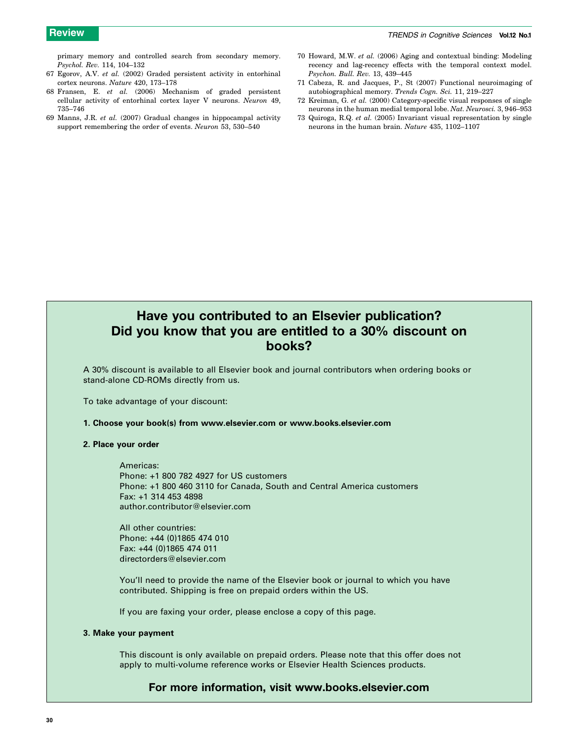primary memory and controlled search from secondary memory. *Psychol. Rev.* 114, 104–132

67 Egorov, A.V. *et al.* (2002) Graded persistent activity in entorhinal cortex neurons. *Nature* 420, 173–178

68 Fransen, E. *et al.* (2006) Mechanism of graded persistent cellular activity of entorhinal cortex layer V neurons. *Neuron* 49, 735–746

69 Manns, J.R. *et al.* (2007) Gradual changes in hippocampal activity support remembering the order of events. *Neuron* 53, 530–540

70 Howard, M.W. *et al.* (2006) Aging and contextual binding: Modeling recency and lag-recency effects with the temporal context model. *Psychon. Bull. Rev.* 13, 439–445

71 Cabeza, R. and Jacques, P., St (2007) Functional neuroimaging of autobiographical memory. *Trends Cogn. Sci.* 11, 219–227

72 Kreiman, G. *et al.* (2000) Category-specific visual responses of single neurons in the human medial temporal lobe. *Nat. Neurosci.* 3, 946–953

73 Quiroga, R.Q. *et al.* (2005) Invariant visual representation by single neurons in the human brain. *Nature* 435, 1102–1107

## Have you contributed to an Elsevier publication? Did you know that you are entitled to a 30% discount on books?

A 30% discount is available to all Elsevier book and journal contributors when ordering books or stand-alone CD-ROMs directly from us.

To take advantage of your discount:

**1. Choose your book(s) from www.elsevier.com or www.books.elsevier.com**

**2. Place your order**

Americas:
Phone: +1 800 782 4927 for US customers
Phone: +1 800 460 3110 for Canada, South and Central America customers
Fax: +1 314 453 4898
author.contributor@elsevier.com

All other countries:
Phone: +44 (0)1865 474 010
Fax: +44 (0)1865 474 011
directorders@elsevier.com

You'll need to provide the name of the Elsevier book or journal to which you have contributed. Shipping is free on prepaid orders within the US.

If you are faxing your order, please enclose a copy of this page.

**3. Make your payment**

This discount is only available on prepaid orders. Please note that this offer does not apply to multi-volume reference works or Elsevier Health Sciences products.

**For more information, visit www.books.elsevier.com**